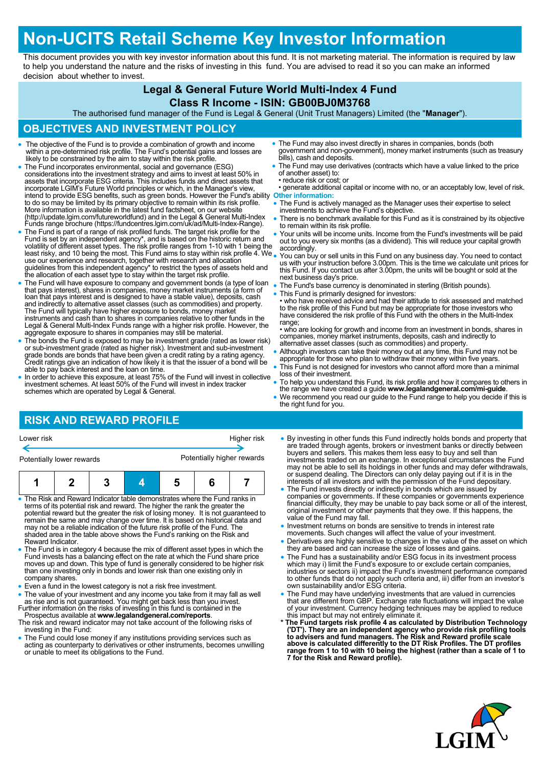# Non-UCITS Retail Scheme Key Investor Information

This document provides you with key investor information about this fund. It is not marketing material. The information is required by law to help you understand the nature and the risks of investing in this fund. You are advised to read it so you can make an informed decision about whether to invest.

**Legal & General Future World Multi-Index 4 Fund**
**Class R Income - ISIN: GB00BJ0M3768**

The authorised fund manager of the Fund is Legal & General (Unit Trust Managers) Limited (the "**Manager**").

## OBJECTIVES AND INVESTMENT POLICY

- The objective of the Fund is to provide a combination of growth and income within a pre-determined risk profile. The Fund's potential gains and losses are likely to be constrained by the aim to stay within the risk profile.
- The Fund incorporates environmental, social and governance (ESG) considerations into the investment strategy and aims to invest at least 50% in assets that incorporate ESG criteria. This includes funds and direct assets that incorporate LGIM's Future World principles or which, in the Manager's view, intend to provide ESG benefits, such as green bonds. However the Fund's ability to do so may be limited by its primary objective to remain within its risk profile. More information is available in the latest fund factsheet, on our website (http://update.lgim.com/futureworldfund) and in the Legal & General Multi-Index Funds range brochure (https://fundcentres.lgim.com/uk/ad/Multi-Index-Range).
- The Fund is part of a range of risk profiled funds. The target risk profile for the Fund is set by an independent agency*, and is based on the historic return and volatility of different asset types. The risk profile ranges from 1-10 with 1 being the least risky, and 10 being the most. This Fund aims to stay within risk profile 4. We use our experience and research, together with research and allocation guidelines from this independent agency* to restrict the types of assets held and the allocation of each asset type to stay within the target risk profile.
- The Fund will have exposure to company and government bonds (a type of loan that pays interest), shares in companies, money market instruments (a form of loan that pays interest and is designed to have a stable value), deposits, cash and indirectly to alternative asset classes (such as commodities) and property. The Fund will typically have higher exposure to bonds, money market instruments and cash than to shares in companies relative to other funds in the Legal & General Multi-Index Funds range with a higher risk profile. However, the aggregate exposure to shares in companies may still be material.
- The bonds the Fund is exposed to may be investment grade (rated as lower risk) or sub-investment grade (rated as higher risk). Investment and sub-investment grade bonds are bonds that have been given a credit rating by a rating agency. Credit ratings give an indication of how likely it is that the issuer of a bond will be able to pay back interest and the loan on time.
- In order to achieve this exposure, at least 75% of the Fund will invest in collective investment schemes. At least 50% of the Fund will invest in index tracker schemes which are operated by Legal & General.
- The Fund may also invest directly in shares in companies, bonds (both government and non-government), money market instruments (such as treasury bills), cash and deposits.
- The Fund may use derivatives (contracts which have a value linked to the price of another asset) to:
  - reduce risk or cost; or
  - generate additional capital or income with no, or an acceptably low, level of risk.

**Other information:**

- The Fund is actively managed as the Manager uses their expertise to select investments to achieve the Fund's objective.
- There is no benchmark available for this Fund as it is constrained by its objective to remain within its risk profile.
- Your units will be income units. Income from the Fund's investments will be paid out to you every six months (as a dividend). This will reduce your capital growth accordingly.
- You can buy or sell units in this Fund on any business day. You need to contact us with your instruction before 3.00pm. This is the time we calculate unit prices for this Fund. If you contact us after 3.00pm, the units will be bought or sold at the next business day's price.
- The Fund's base currency is denominated in sterling (British pounds).
- This Fund is primarily designed for investors:
  - who have received advice and had their attitude to risk assessed and matched to the risk profile of this Fund but may be appropriate for those investors who have considered the risk profile of this Fund with the others in the Multi-Index range;
  - who are looking for growth and income from an investment in bonds, shares in companies, money market instruments, deposits, cash and indirectly to alternative asset classes (such as commodities) and property.
- Although investors can take their money out at any time, this Fund may not be appropriate for those who plan to withdraw their money within five years.
- This Fund is not designed for investors who cannot afford more than a minimal loss of their investment.
- To help you understand this Fund, its risk profile and how it compares to others in the range we have created a guide **www.legalandgeneral.com/mi-guide**.
- We recommend you read our guide to the Fund range to help you decide if this is the right fund for you.

## RISK AND REWARD PROFILE

Lower risk ← → Higher risk

Potentially lower rewards — Potentially higher rewards

| 1 | 2 | 3 | **4** | 5 | 6 | 7 |
|---|---|---|---|---|---|---|

- The Risk and Reward Indicator table demonstrates where the Fund ranks in terms of its potential risk and reward. The higher the rank the greater the potential reward but the greater the risk of losing money. It is not guaranteed to remain the same and may change over time. It is based on historical data and may not be a reliable indication of the future risk profile of the Fund. The shaded area in the table above shows the Fund's ranking on the Risk and Reward Indicator.
- The Fund is in category 4 because the mix of different asset types in which the Fund invests has a balancing effect on the rate at which the Fund share price moves up and down. This type of fund is generally considered to be higher risk than one investing only in bonds and lower risk than one existing only in company shares.
- Even a fund in the lowest category is not a risk free investment.
- The value of your investment and any income you take from it may fall as well as rise and is not guaranteed. You might get back less than you invest.

Further information on the risks of investing in this fund is contained in the Prospectus available at **www.legalandgeneral.com/reports**.

The risk and reward indicator may not take account of the following risks of investing in the Fund:

- The Fund could lose money if any institutions providing services such as acting as counterparty to derivatives or other instruments, becomes unwilling or unable to meet its obligations to the Fund.
- By investing in other funds this Fund indirectly holds bonds and property that are traded through agents, brokers or investment banks or directly between buyers and sellers. This makes them less easy to buy and sell than investments traded on an exchange. In exceptional circumstances the Fund may not be able to sell its holdings in other funds and may defer withdrawals, or suspend dealing. The Directors can only delay paying out if it is in the interests of all investors and with the permission of the Fund depositary.
- The Fund invests directly or indirectly in bonds which are issued by companies or governments. If these companies or governments experience financial difficulty, they may be unable to pay back some or all of the interest, original investment or other payments that they owe. If this happens, the value of the Fund may fall.
- Investment returns on bonds are sensitive to trends in interest rate movements. Such changes will affect the value of your investment.
- Derivatives are highly sensitive to changes in the value of the asset on which they are based and can increase the size of losses and gains.
- The Fund has a sustainability and/or ESG focus in its investment process which may i) limit the Fund's exposure to or exclude certain companies, industries or sectors ii) impact the Fund's investment performance compared to other funds that do not apply such criteria and, iii) differ from an investor's own sustainability and/or ESG criteria.
- The Fund may have underlying investments that are valued in currencies that are different from GBP. Exchange rate fluctuations will impact the value of your investment. Currency hedging techniques may be applied to reduce this impact but may not entirely eliminate it.

\* **The Fund targets risk profile 4 as calculated by Distribution Technology ('DT'). They are an independent agency who provide risk profiling tools to advisers and fund managers. The Risk and Reward profile scale above is calculated differently to the DT Risk Profiles. The DT profiles range from 1 to 10 with 10 being the highest (rather than a scale of 1 to 7 for the Risk and Reward profile).**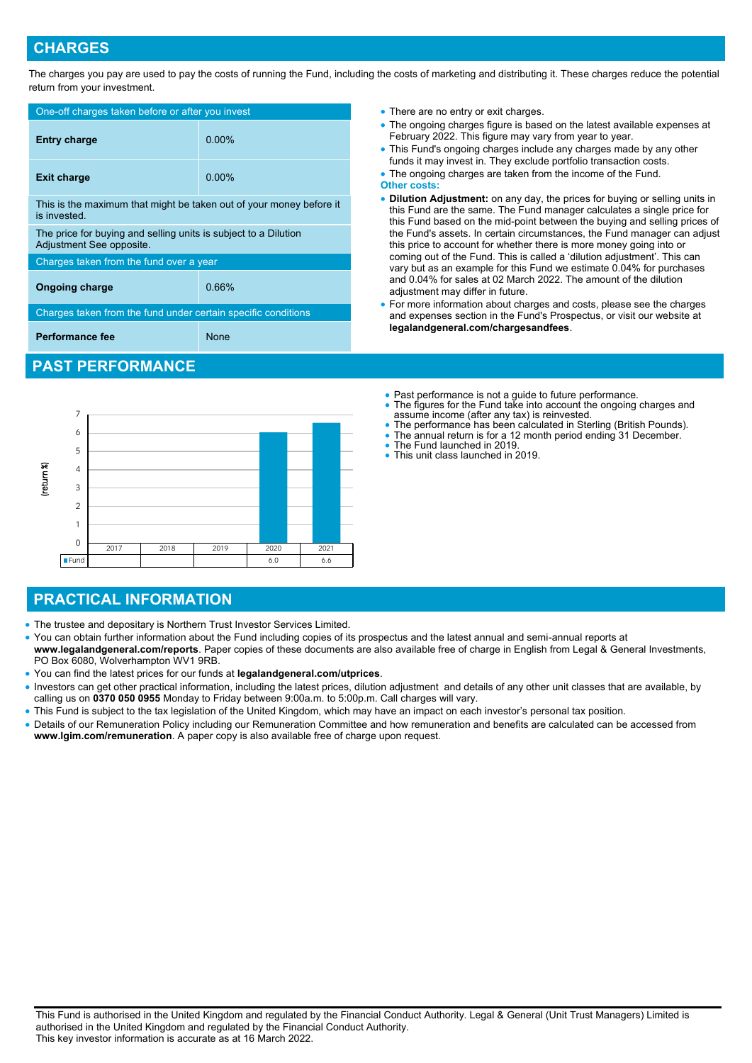## CHARGES

The charges you pay are used to pay the costs of running the Fund, including the costs of marketing and distributing it. These charges reduce the potential return from your investment.

| One-off charges taken before or after you invest | |
|---|---|
| **Entry charge** | 0.00% |
| **Exit charge** | 0.00% |
| This is the maximum that might be taken out of your money before it is invested. | |
| The price for buying and selling units is subject to a Dilution Adjustment See opposite. | |
| **Charges taken from the fund over a year** | |
| **Ongoing charge** | 0.66% |
| **Charges taken from the fund under certain specific conditions** | |
| **Performance fee** | None |

- There are no entry or exit charges.
- The ongoing charges figure is based on the latest available expenses at February 2022. This figure may vary from year to year.
- This Fund's ongoing charges include any charges made by any other funds it may invest in. They exclude portfolio transaction costs.
- The ongoing charges are taken from the income of the Fund.

**Other costs:**

- **Dilution Adjustment:** on any day, the prices for buying or selling units in this Fund are the same. The Fund manager calculates a single price for this Fund based on the mid-point between the buying and selling prices of the Fund's assets. In certain circumstances, the Fund manager can adjust this price to account for whether there is more money going into or coming out of the Fund. This is called a 'dilution adjustment'. This can vary but as an example for this Fund we estimate 0.04% for purchases and 0.04% for sales at 02 March 2022. The amount of the dilution adjustment may differ in future.
- For more information about charges and costs, please see the charges and expenses section in the Fund's Prospectus, or visit our website at **legalandgeneral.com/chargesandfees**.

## PAST PERFORMANCE

(return %)

7
6
5
4
3
2
1
0

2017 2018 2019 2020 2021

Fund: 6.0 (2020), 6.6 (2021)

- Past performance is not a guide to future performance.
- The figures for the Fund take into account the ongoing charges and assume income (after any tax) is reinvested.
- The performance has been calculated in Sterling (British Pounds).
- The annual return is for a 12 month period ending 31 December.
- The Fund launched in 2019.
- This unit class launched in 2019.

## PRACTICAL INFORMATION

- The trustee and depositary is Northern Trust Investor Services Limited.
- You can obtain further information about the Fund including copies of its prospectus and the latest annual and semi-annual reports at **www.legalandgeneral.com/reports**. Paper copies of these documents are also available free of charge in English from Legal & General Investments, PO Box 6080, Wolverhampton WV1 9RB.
- You can find the latest prices for our funds at **legalandgeneral.com/utprices**.
- Investors can get other practical information, including the latest prices, dilution adjustment and details of any other unit classes that are available, by calling us on **0370 050 0955** Monday to Friday between 9:00a.m. to 5:00p.m. Call charges will vary.
- This Fund is subject to the tax legislation of the United Kingdom, which may have an impact on each investor's personal tax position.
- Details of our Remuneration Policy including our Remuneration Committee and how remuneration and benefits are calculated can be accessed from **www.lgim.com/remuneration**. A paper copy is also available free of charge upon request.

This Fund is authorised in the United Kingdom and regulated by the Financial Conduct Authority. Legal & General (Unit Trust Managers) Limited is authorised in the United Kingdom and regulated by the Financial Conduct Authority.
This key investor information is accurate as at 16 March 2022.